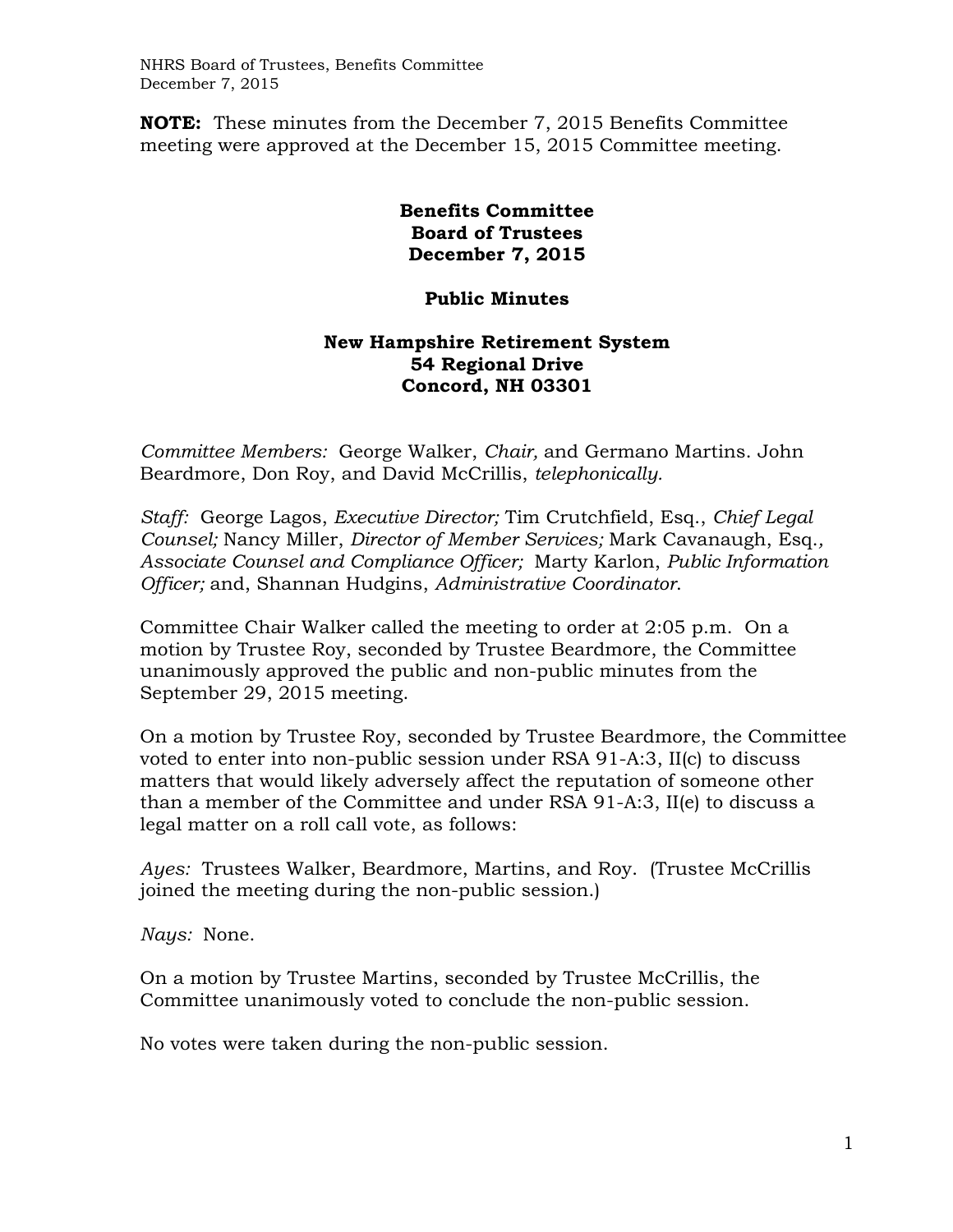**NOTE:** These minutes from the December 7, 2015 Benefits Committee meeting were approved at the December 15, 2015 Committee meeting.

# Benefits Committee
# Board of Trustees
# December 7, 2015

## Public Minutes

### New Hampshire Retirement System
### 54 Regional Drive
### Concord, NH 03301

*Committee Members:* George Walker, *Chair,* and Germano Martins. John Beardmore, Don Roy, and David McCrillis, *telephonically.*

*Staff:* George Lagos, *Executive Director;* Tim Crutchfield, Esq., *Chief Legal Counsel;* Nancy Miller, *Director of Member Services;* Mark Cavanaugh, Esq.*, Associate Counsel and Compliance Officer;* Marty Karlon, *Public Information Officer;* and, Shannan Hudgins, *Administrative Coordinator*.

Committee Chair Walker called the meeting to order at 2:05 p.m. On a motion by Trustee Roy, seconded by Trustee Beardmore, the Committee unanimously approved the public and non-public minutes from the September 29, 2015 meeting.

On a motion by Trustee Roy, seconded by Trustee Beardmore, the Committee voted to enter into non-public session under RSA 91-A:3, II(c) to discuss matters that would likely adversely affect the reputation of someone other than a member of the Committee and under RSA 91-A:3, II(e) to discuss a legal matter on a roll call vote, as follows:

*Ayes:* Trustees Walker, Beardmore, Martins, and Roy. (Trustee McCrillis joined the meeting during the non-public session.)

*Nays:* None.

On a motion by Trustee Martins, seconded by Trustee McCrillis, the Committee unanimously voted to conclude the non-public session.

No votes were taken during the non-public session.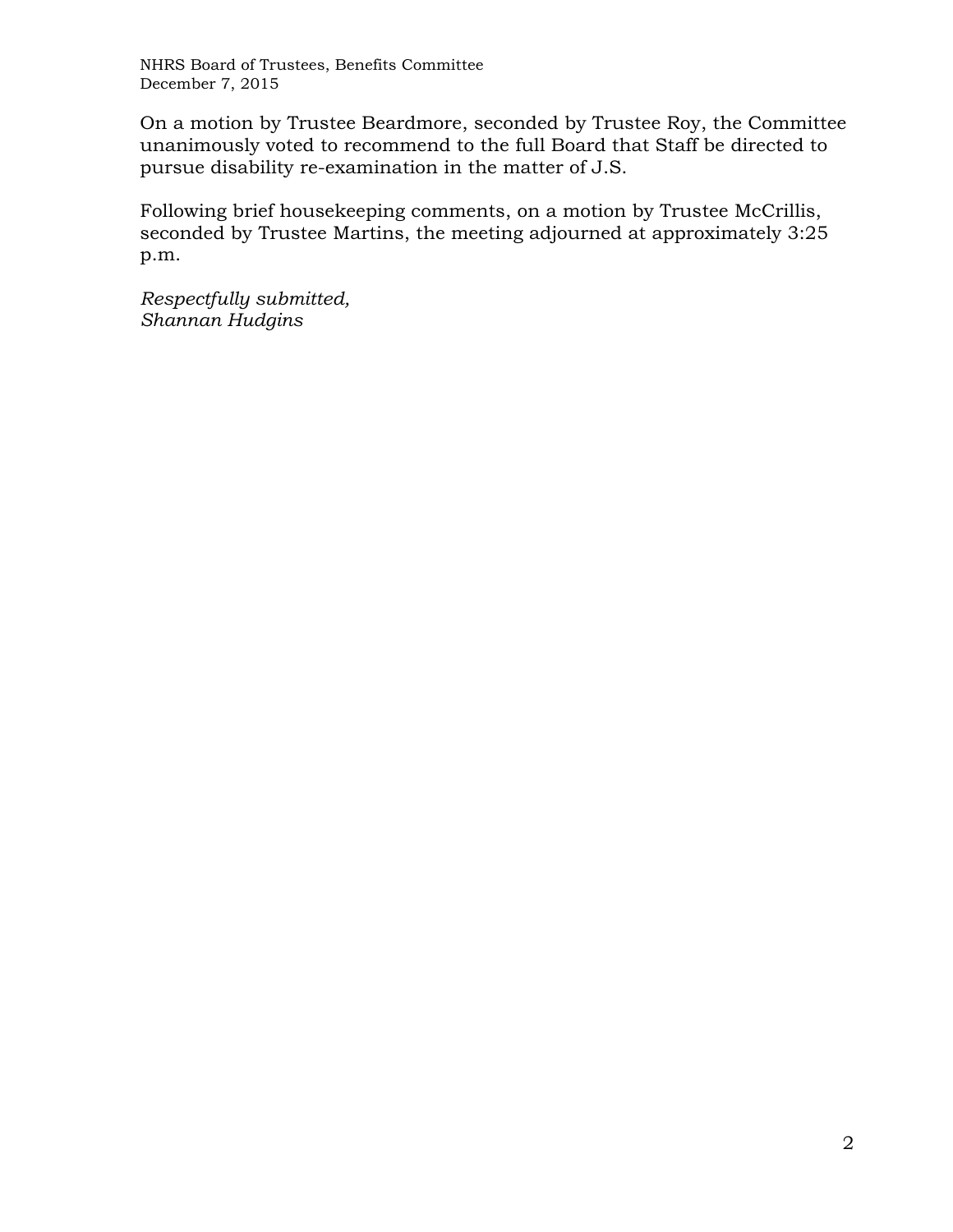On a motion by Trustee Beardmore, seconded by Trustee Roy, the Committee unanimously voted to recommend to the full Board that Staff be directed to pursue disability re-examination in the matter of J.S.

Following brief housekeeping comments, on a motion by Trustee McCrillis, seconded by Trustee Martins, the meeting adjourned at approximately 3:25 p.m.

*Respectfully submitted,*
*Shannan Hudgins*